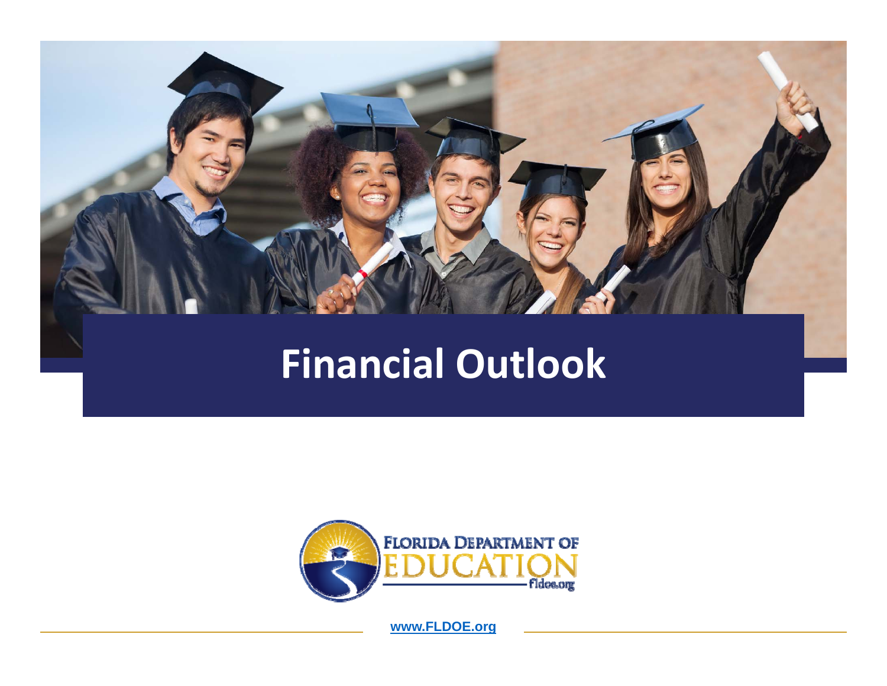# Financial Outlook

FLORIDA DEPARTMENT OF EDUCATION
fldoe.org

www.FLDOE.org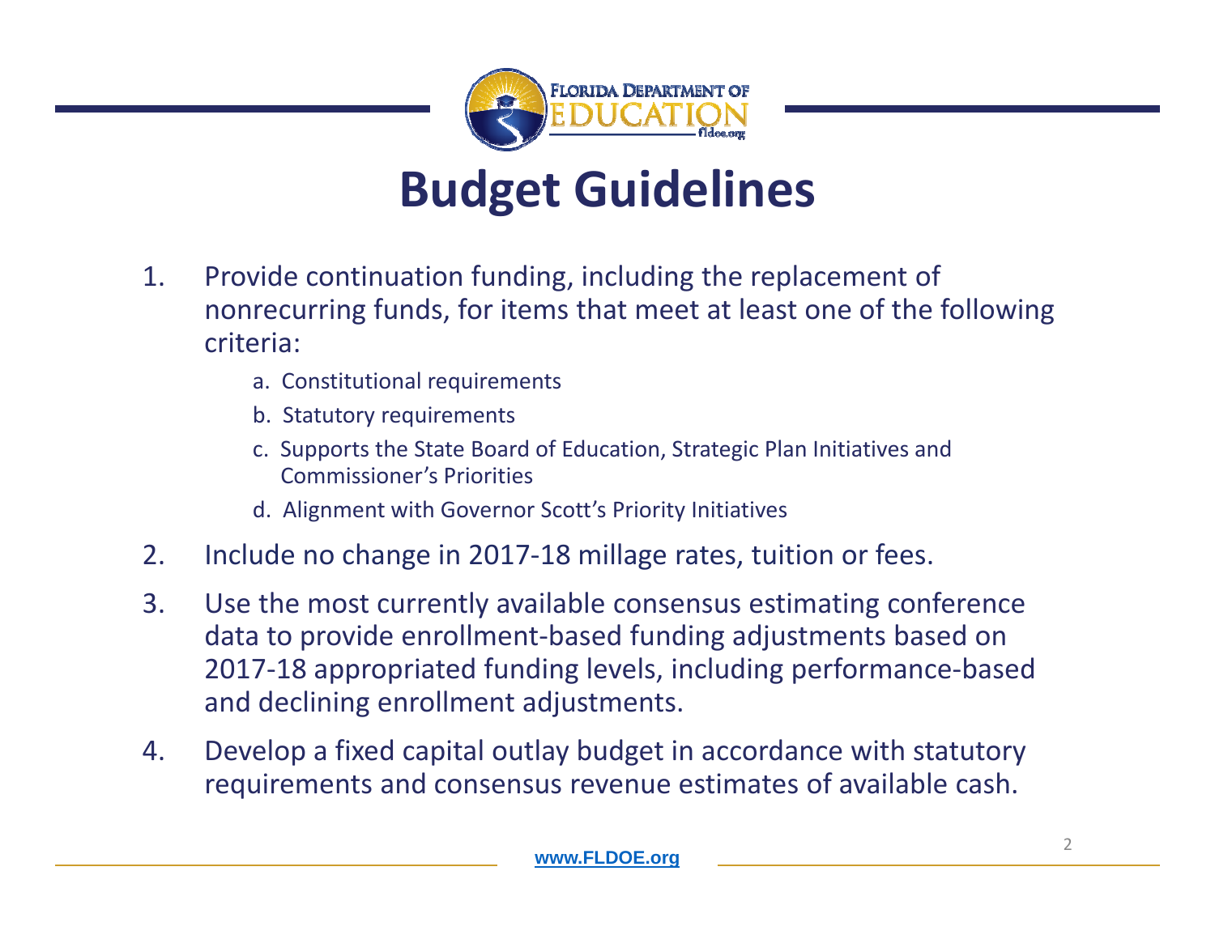# Budget Guidelines

1. Provide continuation funding, including the replacement of nonrecurring funds, for items that meet at least one of the following criteria:
   a. Constitutional requirements
   b. Statutory requirements
   c. Supports the State Board of Education, Strategic Plan Initiatives and Commissioner's Priorities
   d. Alignment with Governor Scott's Priority Initiatives
2. Include no change in 2017-18 millage rates, tuition or fees.
3. Use the most currently available consensus estimating conference data to provide enrollment-based funding adjustments based on 2017-18 appropriated funding levels, including performance-based and declining enrollment adjustments.
4. Develop a fixed capital outlay budget in accordance with statutory requirements and consensus revenue estimates of available cash.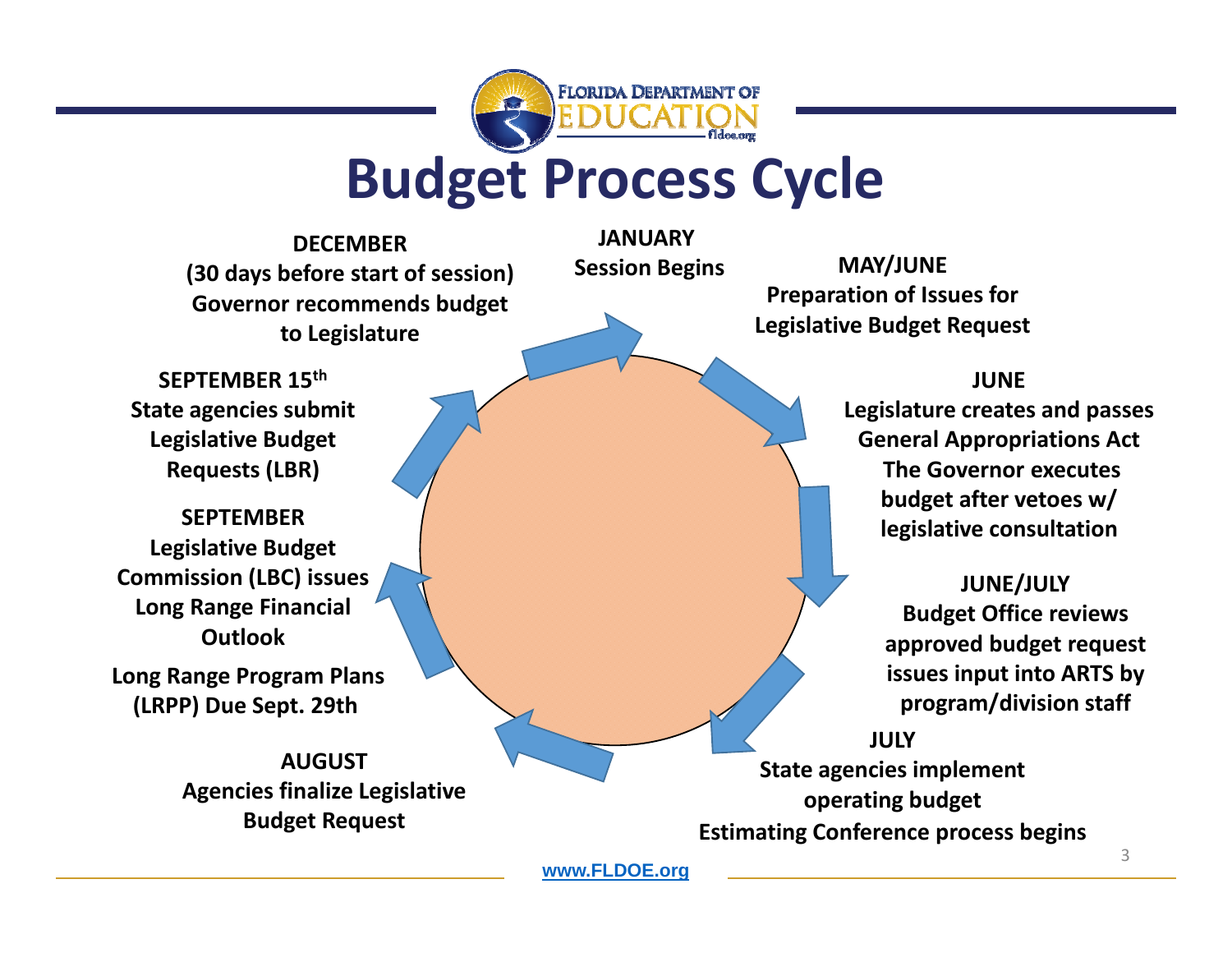# Budget Process Cycle

**JANUARY**
**Session Begins**

**MAY/JUNE**
**Preparation of Issues for Legislative Budget Request**

**JUNE**
**Legislature creates and passes General Appropriations Act**
**The Governor executes budget after vetoes w/ legislative consultation**

**JUNE/JULY**
**Budget Office reviews approved budget request issues input into ARTS by program/division staff**

**JULY**
**State agencies implement operating budget**
**Estimating Conference process begins**

**AUGUST**
**Agencies finalize Legislative Budget Request**

**SEPTEMBER**
**Legislative Budget Commission (LBC) issues Long Range Financial Outlook**

**Long Range Program Plans (LRPP) Due Sept. 29th**

**SEPTEMBER 15th**
**State agencies submit Legislative Budget Requests (LBR)**

**DECEMBER**
**(30 days before start of session)**
**Governor recommends budget to Legislature**

www.FLDOE.org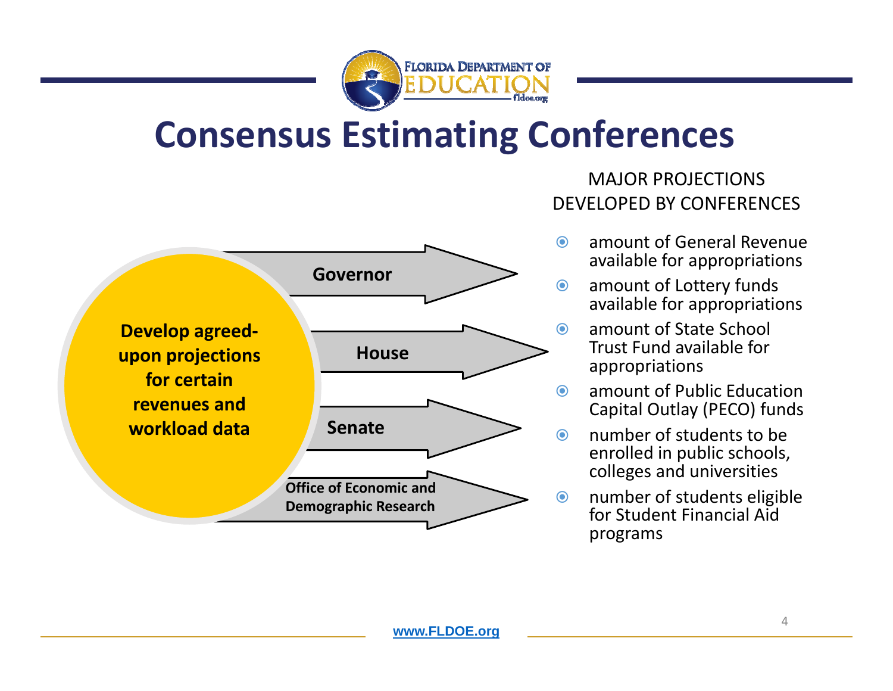# Consensus Estimating Conferences

**Develop agreed-upon projections for certain revenues and workload data**

- **Governor**
- **House**
- **Senate**
- **Office of Economic and Demographic Research**

MAJOR PROJECTIONS DEVELOPED BY CONFERENCES

- amount of General Revenue available for appropriations
- amount of Lottery funds available for appropriations
- amount of State School Trust Fund available for appropriations
- amount of Public Education Capital Outlay (PECO) funds
- number of students to be enrolled in public schools, colleges and universities
- number of students eligible for Student Financial Aid programs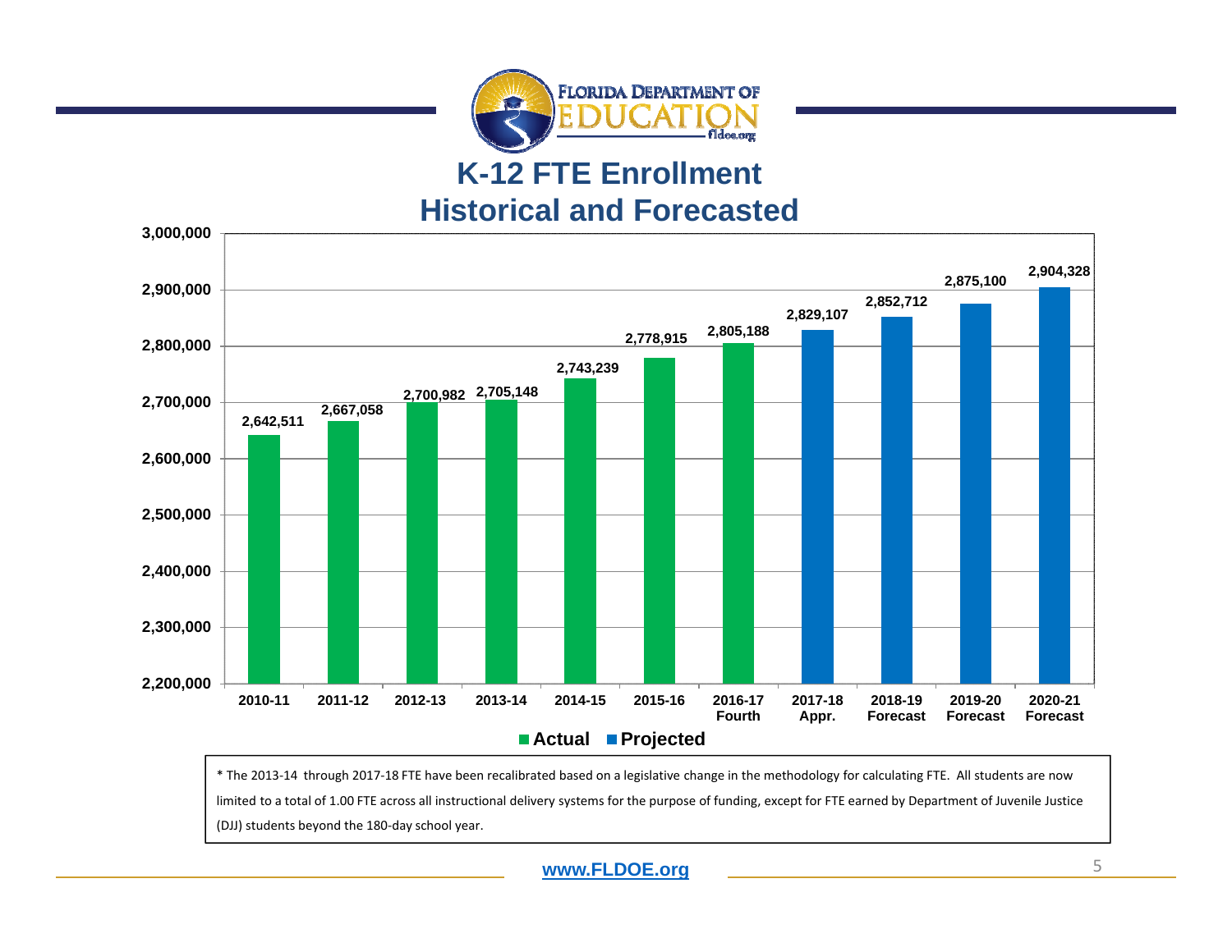# K-12 FTE Enrollment
## Historical and Forecasted

| Year | FTE Enrollment | Type |
|---|---|---|
| 2010-11 | 2,642,511 | Actual |
| 2011-12 | 2,667,058 | Actual |
| 2012-13 | 2,700,982 | Actual |
| 2013-14 | 2,705,148 | Actual |
| 2014-15 | 2,743,239 | Actual |
| 2015-16 | 2,778,915 | Actual |
| 2016-17 Fourth | 2,805,188 | Actual |
| 2017-18 Appr. | 2,829,107 | Projected |
| 2018-19 Forecast | 2,852,712 | Projected |
| 2019-20 Forecast | 2,875,100 | Projected |
| 2020-21 Forecast | 2,904,328 | Projected |

* The 2013-14 through 2017-18 FTE have been recalibrated based on a legislative change in the methodology for calculating FTE. All students are now limited to a total of 1.00 FTE across all instructional delivery systems for the purpose of funding, except for FTE earned by Department of Juvenile Justice (DJJ) students beyond the 180-day school year.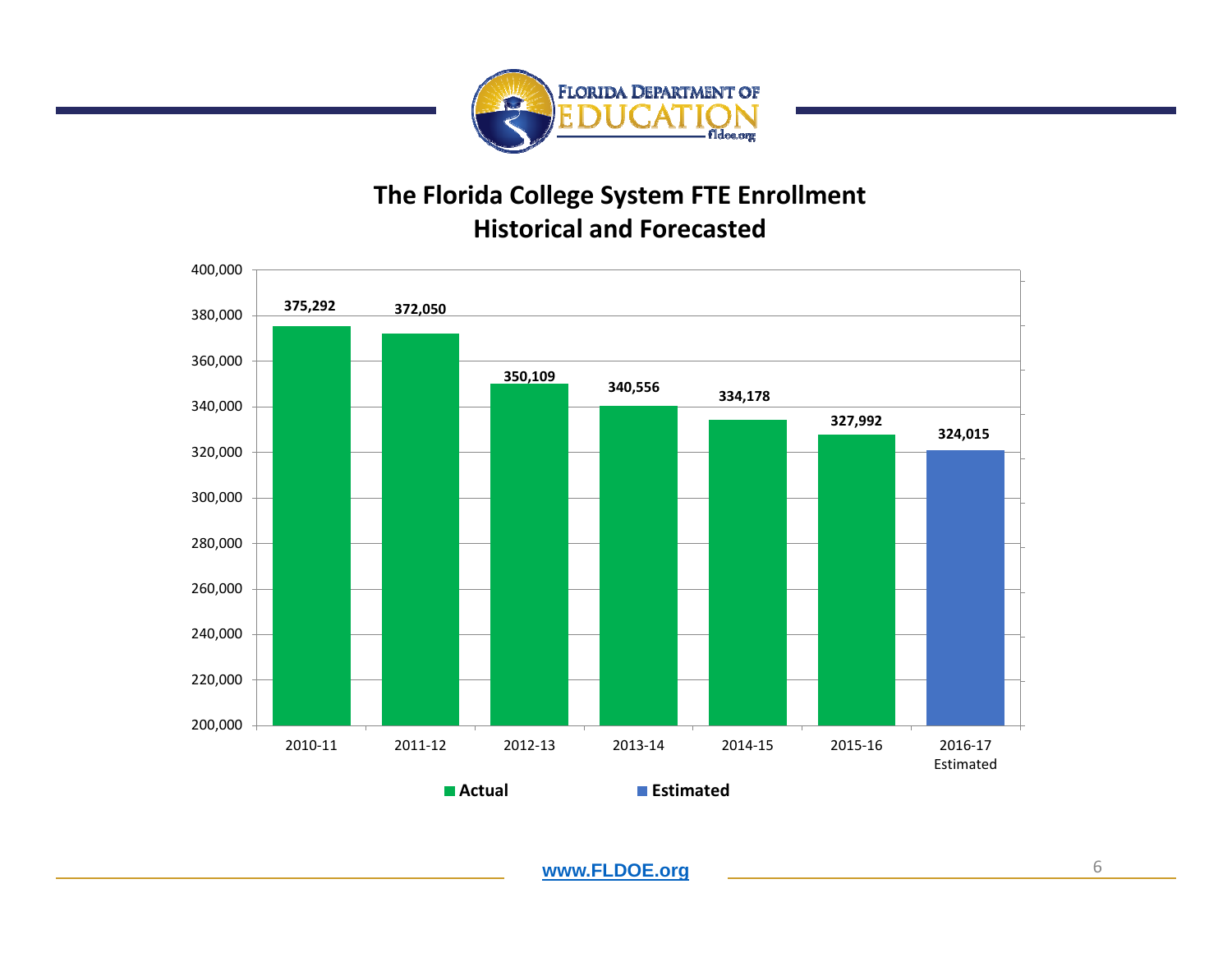## The Florida College System FTE Enrollment Historical and Forecasted

| Year | FTE Enrollment | Type |
|---|---|---|
| 2010-11 | 375,292 | Actual |
| 2011-12 | 372,050 | Actual |
| 2012-13 | 350,109 | Actual |
| 2013-14 | 340,556 | Actual |
| 2014-15 | 334,178 | Actual |
| 2015-16 | 327,992 | Actual |
| 2016-17 Estimated | 324,015 | Estimated |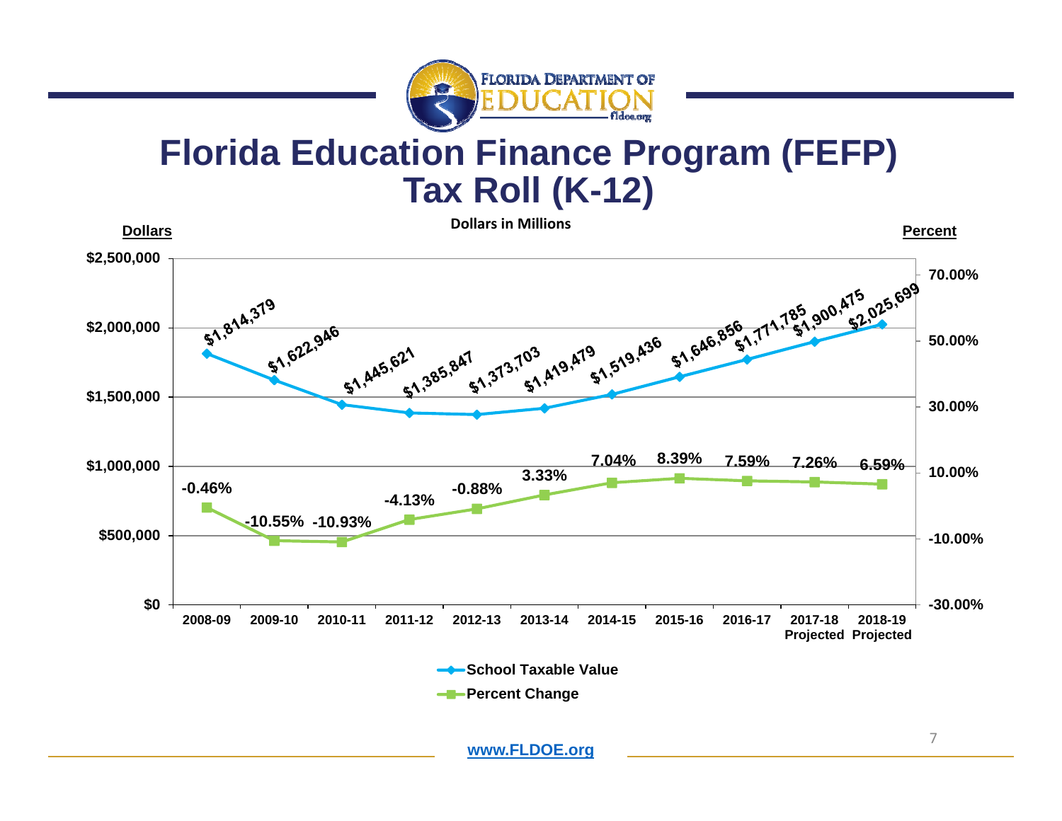# Florida Education Finance Program (FEFP) Tax Roll (K-12)

Dollars in Millions

| Year | School Taxable Value | Percent Change |
|---|---|---|
| 2008-09 | $1,814,379 | -0.46% |
| 2009-10 | $1,622,946 | -10.55% |
| 2010-11 | $1,445,621 | -10.93% |
| 2011-12 | $1,385,847 | -4.13% |
| 2012-13 | $1,373,703 | -0.88% |
| 2013-14 | $1,419,479 | 3.33% |
| 2014-15 | $1,519,436 | 7.04% |
| 2015-16 | $1,646,856 | 8.39% |
| 2016-17 | $1,771,785 | 7.59% |
| 2017-18 Projected | $1,900,475 | 7.26% |
| 2018-19 Projected | $2,025,699 | 6.59% |

www.FLDOE.org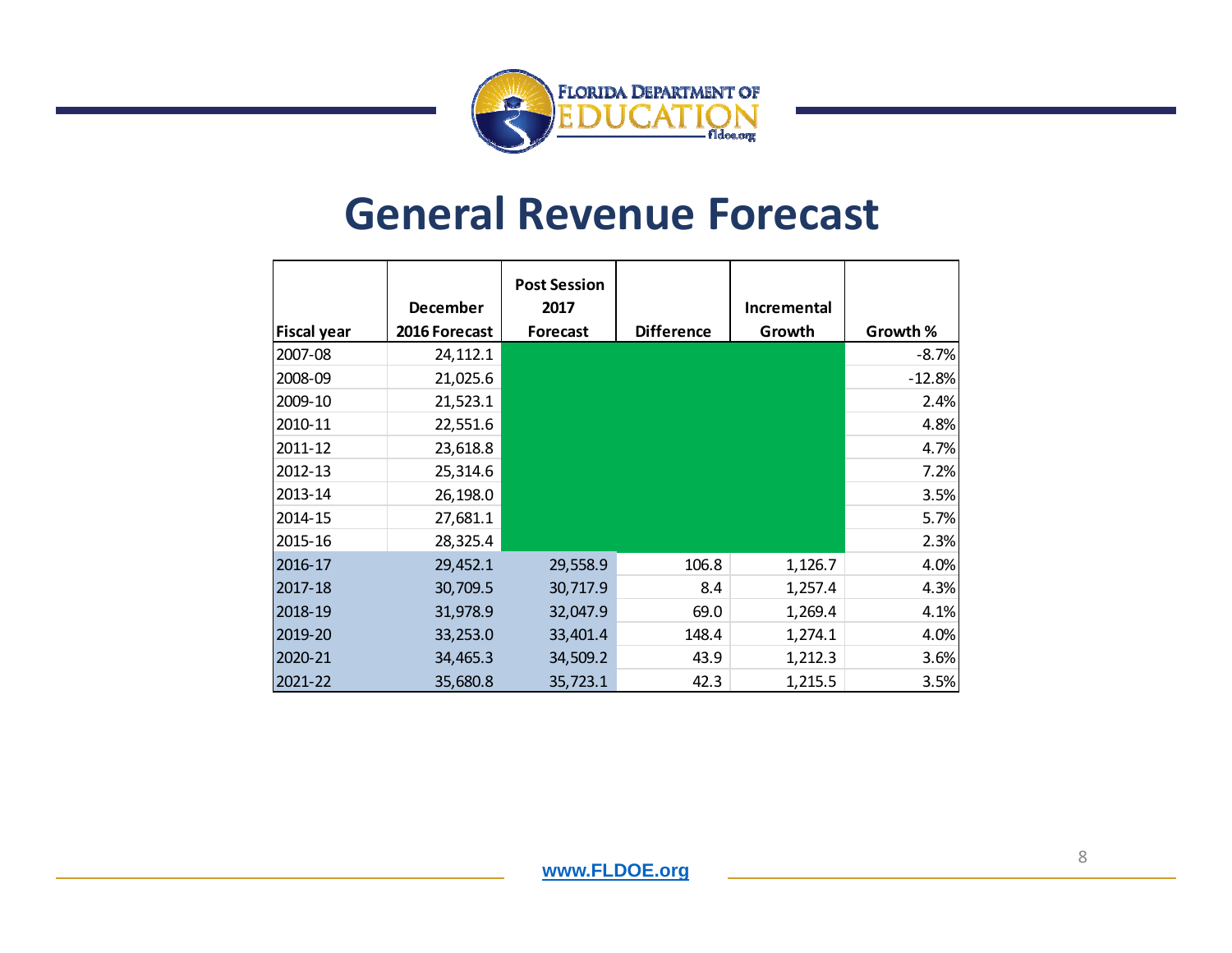# General Revenue Forecast

| Fiscal year | December 2016 Forecast | Post Session 2017 Forecast | Difference | Incremental Growth | Growth % |
|---|---|---|---|---|---|
| 2007-08 | 24,112.1 | | | | -8.7% |
| 2008-09 | 21,025.6 | | | | -12.8% |
| 2009-10 | 21,523.1 | | | | 2.4% |
| 2010-11 | 22,551.6 | | | | 4.8% |
| 2011-12 | 23,618.8 | | | | 4.7% |
| 2012-13 | 25,314.6 | | | | 7.2% |
| 2013-14 | 26,198.0 | | | | 3.5% |
| 2014-15 | 27,681.1 | | | | 5.7% |
| 2015-16 | 28,325.4 | | | | 2.3% |
| 2016-17 | 29,452.1 | 29,558.9 | 106.8 | 1,126.7 | 4.0% |
| 2017-18 | 30,709.5 | 30,717.9 | 8.4 | 1,257.4 | 4.3% |
| 2018-19 | 31,978.9 | 32,047.9 | 69.0 | 1,269.4 | 4.1% |
| 2019-20 | 33,253.0 | 33,401.4 | 148.4 | 1,274.1 | 4.0% |
| 2020-21 | 34,465.3 | 34,509.2 | 43.9 | 1,212.3 | 3.6% |
| 2021-22 | 35,680.8 | 35,723.1 | 42.3 | 1,215.5 | 3.5% |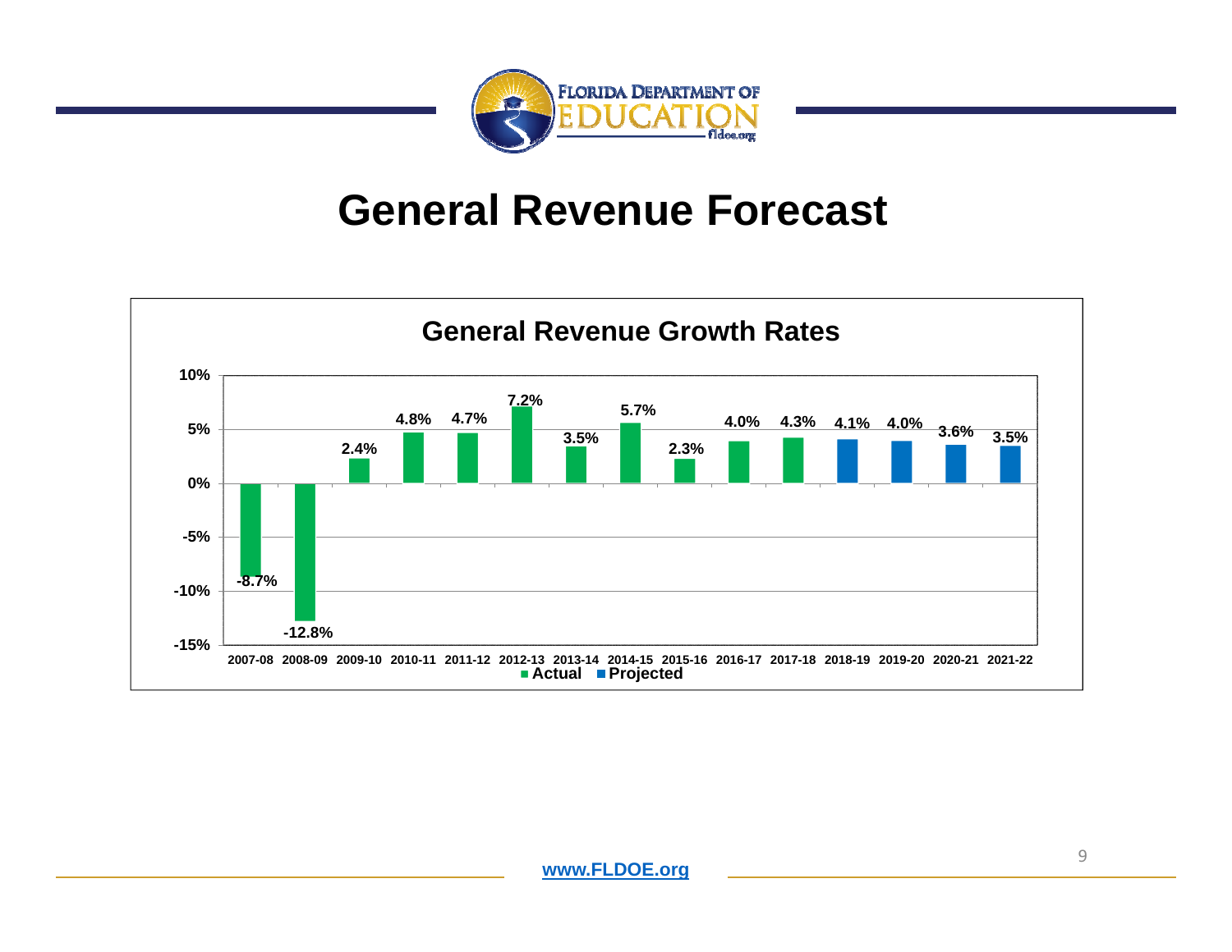# General Revenue Forecast

## General Revenue Growth Rates

| Fiscal Year | Growth Rate | Type |
|---|---|---|
| 2007-08 | -8.7% | Actual |
| 2008-09 | -12.8% | Actual |
| 2009-10 | 2.4% | Actual |
| 2010-11 | 4.8% | Actual |
| 2011-12 | 4.7% | Actual |
| 2012-13 | 7.2% | Actual |
| 2013-14 | 3.5% | Actual |
| 2014-15 | 5.7% | Actual |
| 2015-16 | 2.3% | Actual |
| 2016-17 | 4.0% | Actual |
| 2017-18 | 4.3% | Actual |
| 2018-19 | 4.1% | Projected |
| 2019-20 | 4.0% | Projected |
| 2020-21 | 3.6% | Projected |
| 2021-22 | 3.5% | Projected |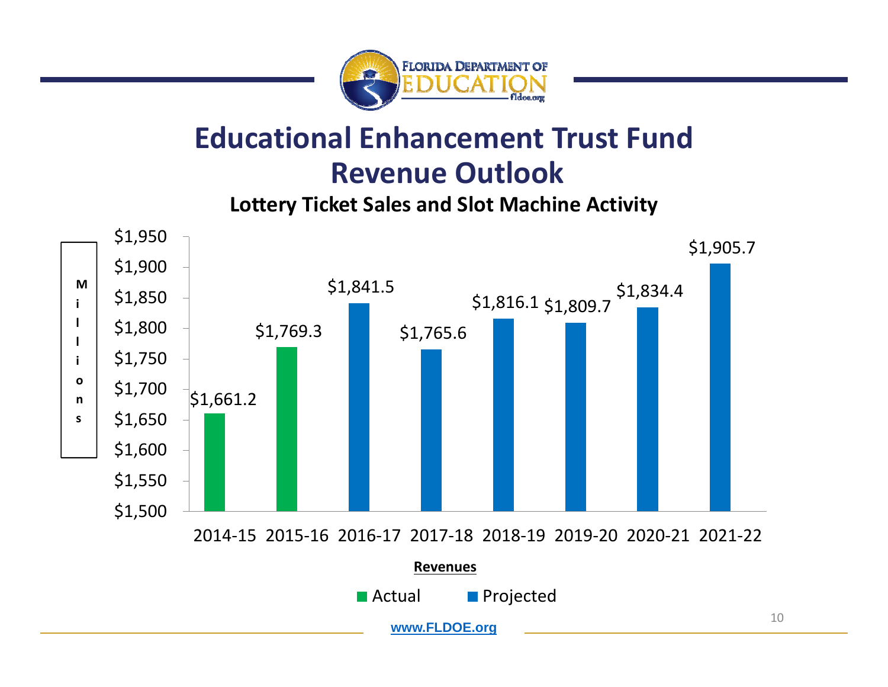# Educational Enhancement Trust Fund Revenue Outlook

**Lottery Ticket Sales and Slot Machine Activity**

| Revenues (Millions) | 2014-15 | 2015-16 | 2016-17 | 2017-18 | 2018-19 | 2019-20 | 2020-21 | 2021-22 |
|---|---|---|---|---|---|---|---|---|
| Type | Actual | Actual | Projected | Projected | Projected | Projected | Projected | Projected |
| Amount | $1,661.2 | $1,769.3 | $1,841.5 | $1,765.6 | $1,816.1 | $1,809.7 | $1,834.4 | $1,905.7 |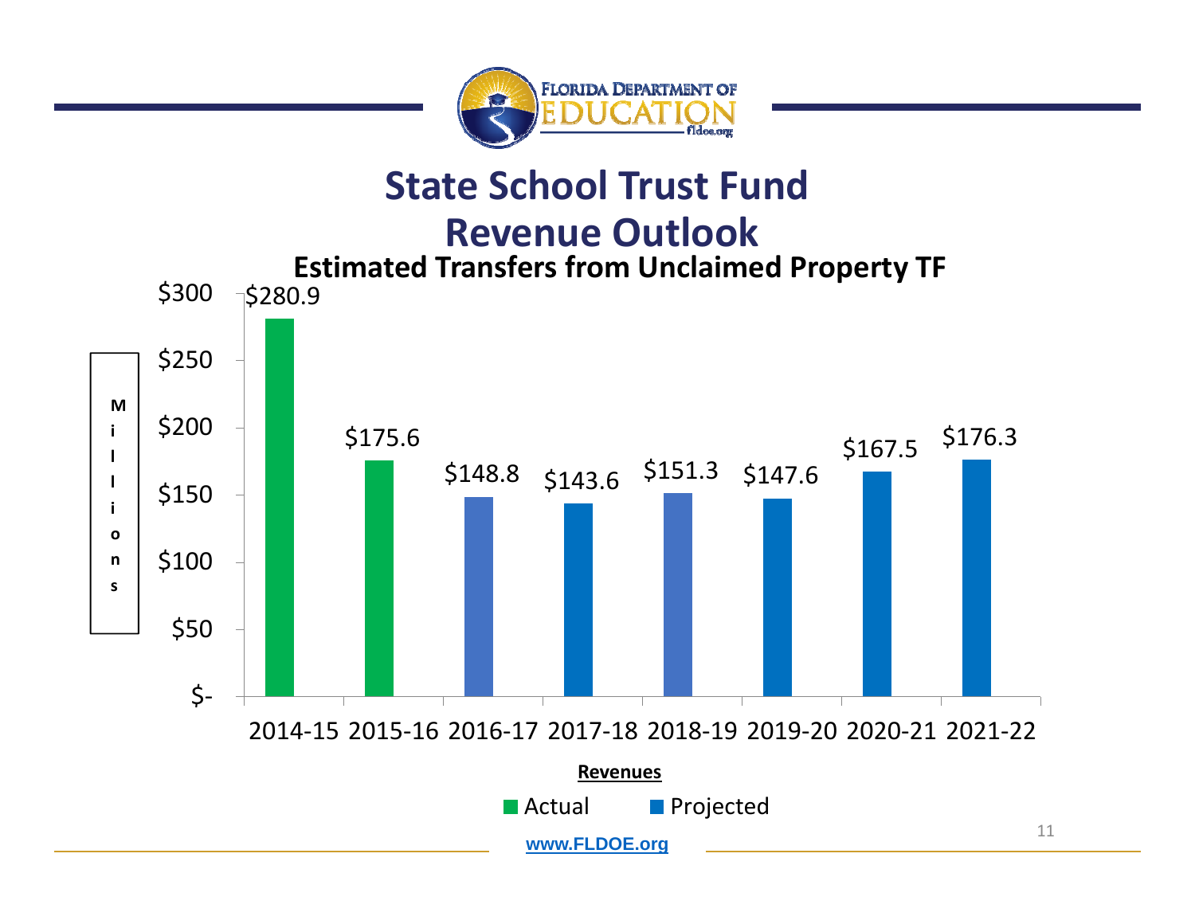# State School Trust Fund Revenue Outlook

## Estimated Transfers from Unclaimed Property TF

| Year | Revenues (Millions) | Type |
|---|---|---|
| 2014-15 | $280.9 | Actual |
| 2015-16 | $175.6 | Actual |
| 2016-17 | $148.8 | Projected |
| 2017-18 | $143.6 | Projected |
| 2018-19 | $151.3 | Projected |
| 2019-20 | $147.6 | Projected |
| 2020-21 | $167.5 | Projected |
| 2021-22 | $176.3 | Projected |

www.FLDOE.org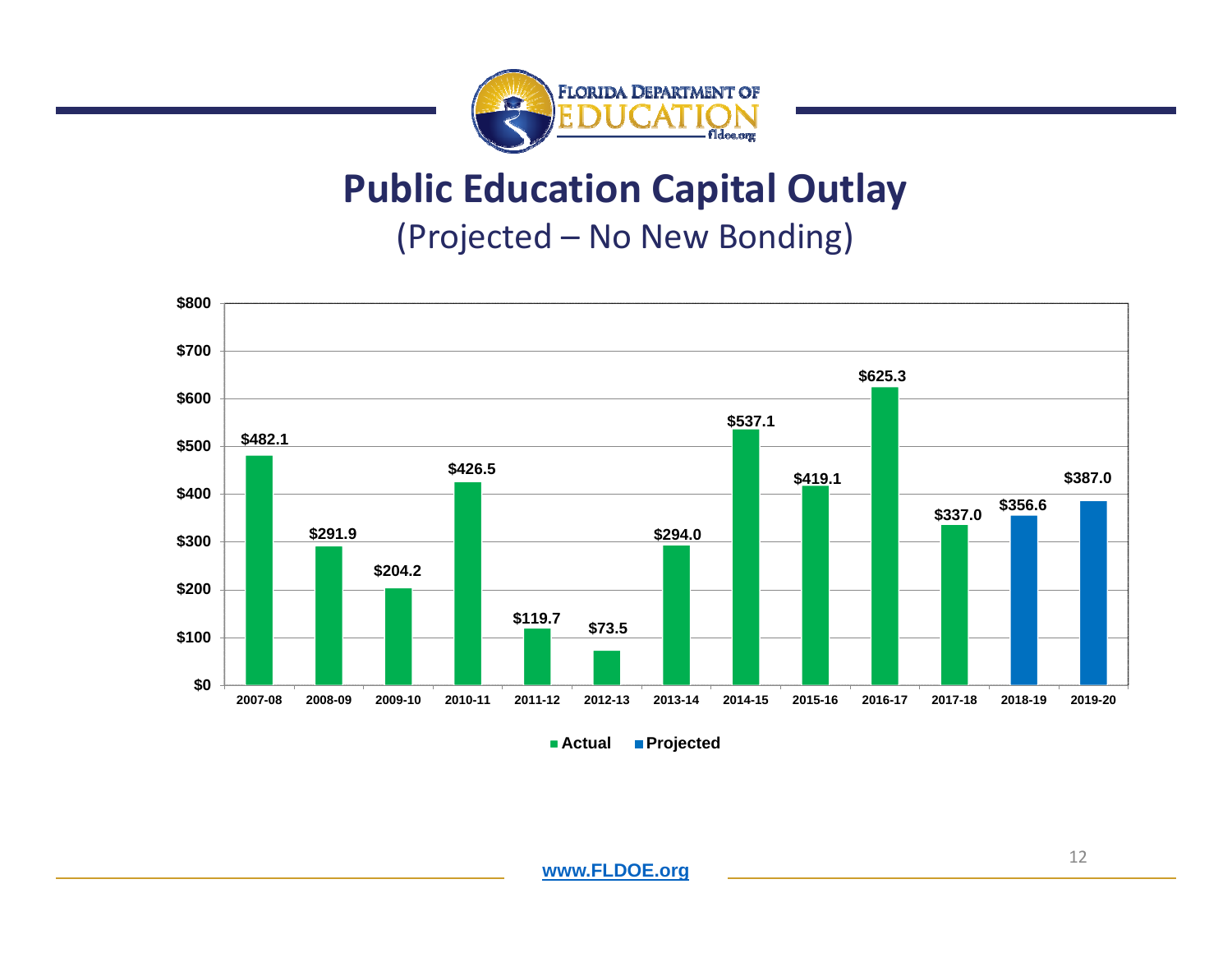# Public Education Capital Outlay

## (Projected – No New Bonding)

| Fiscal Year | Amount | Status |
|---|---|---|
| 2007-08 | $482.1 | Actual |
| 2008-09 | $291.9 | Actual |
| 2009-10 | $204.2 | Actual |
| 2010-11 | $426.5 | Actual |
| 2011-12 | $119.7 | Actual |
| 2012-13 | $73.5 | Actual |
| 2013-14 | $294.0 | Actual |
| 2014-15 | $537.1 | Actual |
| 2015-16 | $419.1 | Actual |
| 2016-17 | $625.3 | Actual |
| 2017-18 | $337.0 | Actual |
| 2018-19 | $356.6 | Projected |
| 2019-20 | $387.0 | Projected |

www.FLDOE.org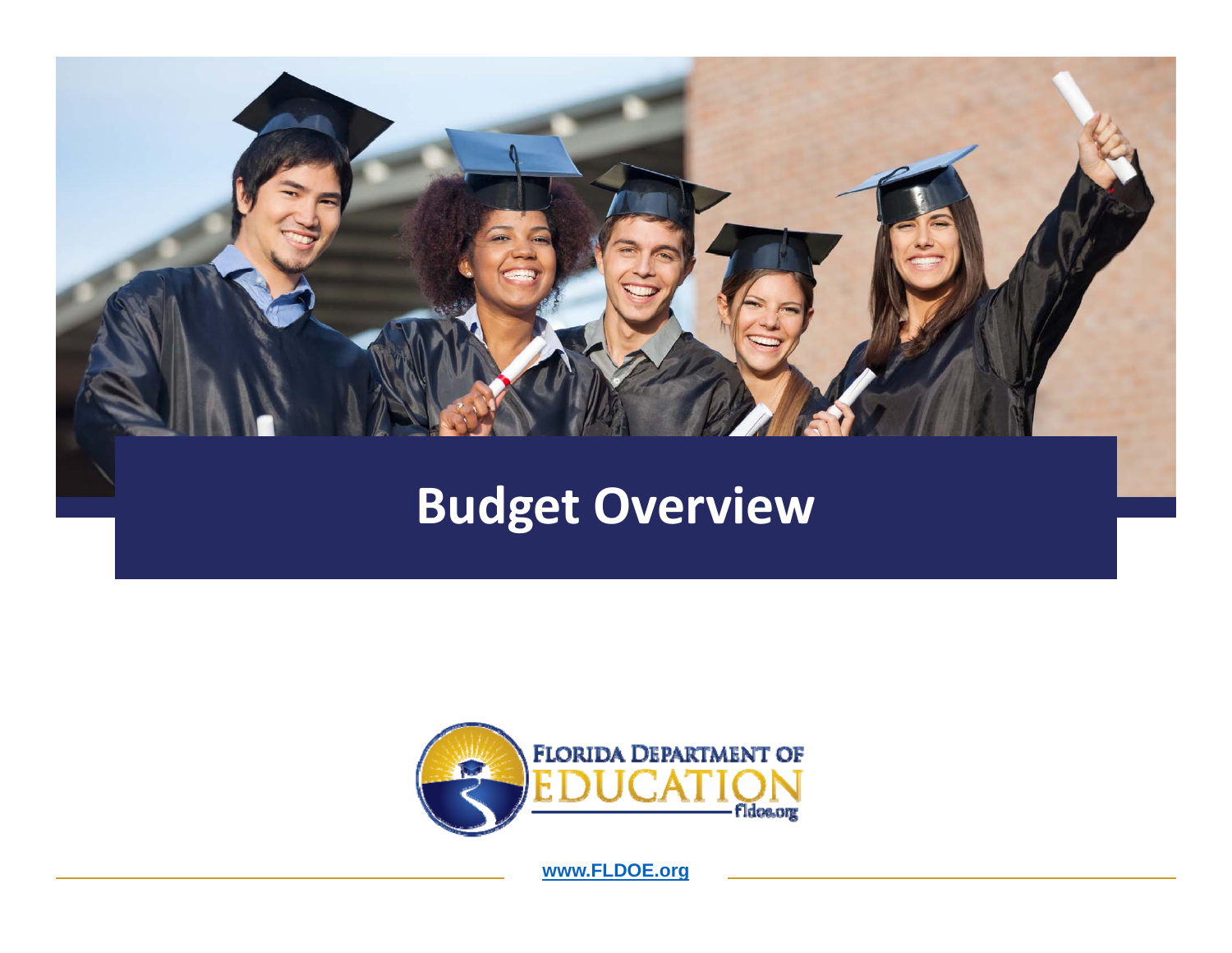# Budget Overview

www.FLDOE.org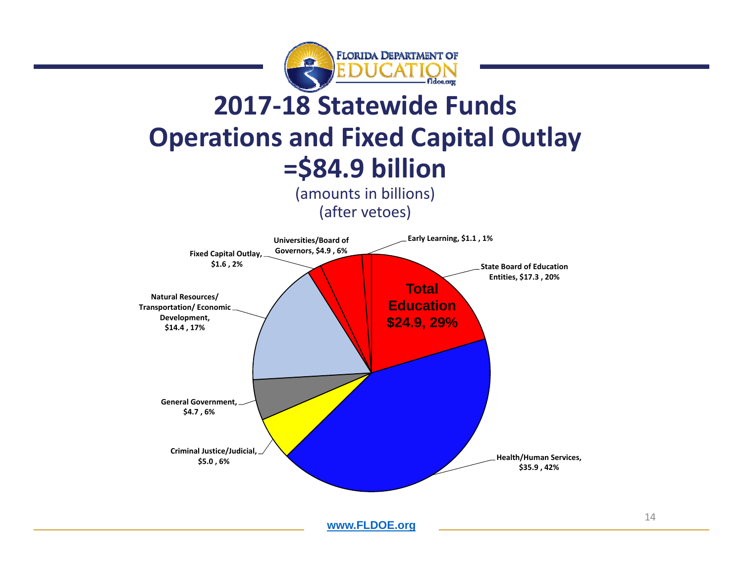# 2017-18 Statewide Funds Operations and Fixed Capital Outlay =$84.9 billion

(amounts in billions)
(after vetoes)

| Category | Amount | Percent |
| --- | --- | --- |
| Early Learning | $1.1 | 1% |
| State Board of Education Entities | $17.3 | 20% |
| Universities/Board of Governors | $4.9 | 6% |
| Fixed Capital Outlay | $1.6 | 2% |
| Natural Resources/ Transportation/ Economic Development | $14.4 | 17% |
| General Government | $4.7 | 6% |
| Criminal Justice/Judicial | $5.0 | 6% |
| Health/Human Services | $35.9 | 42% |

**Total Education $24.9, 29%**

www.FLDOE.org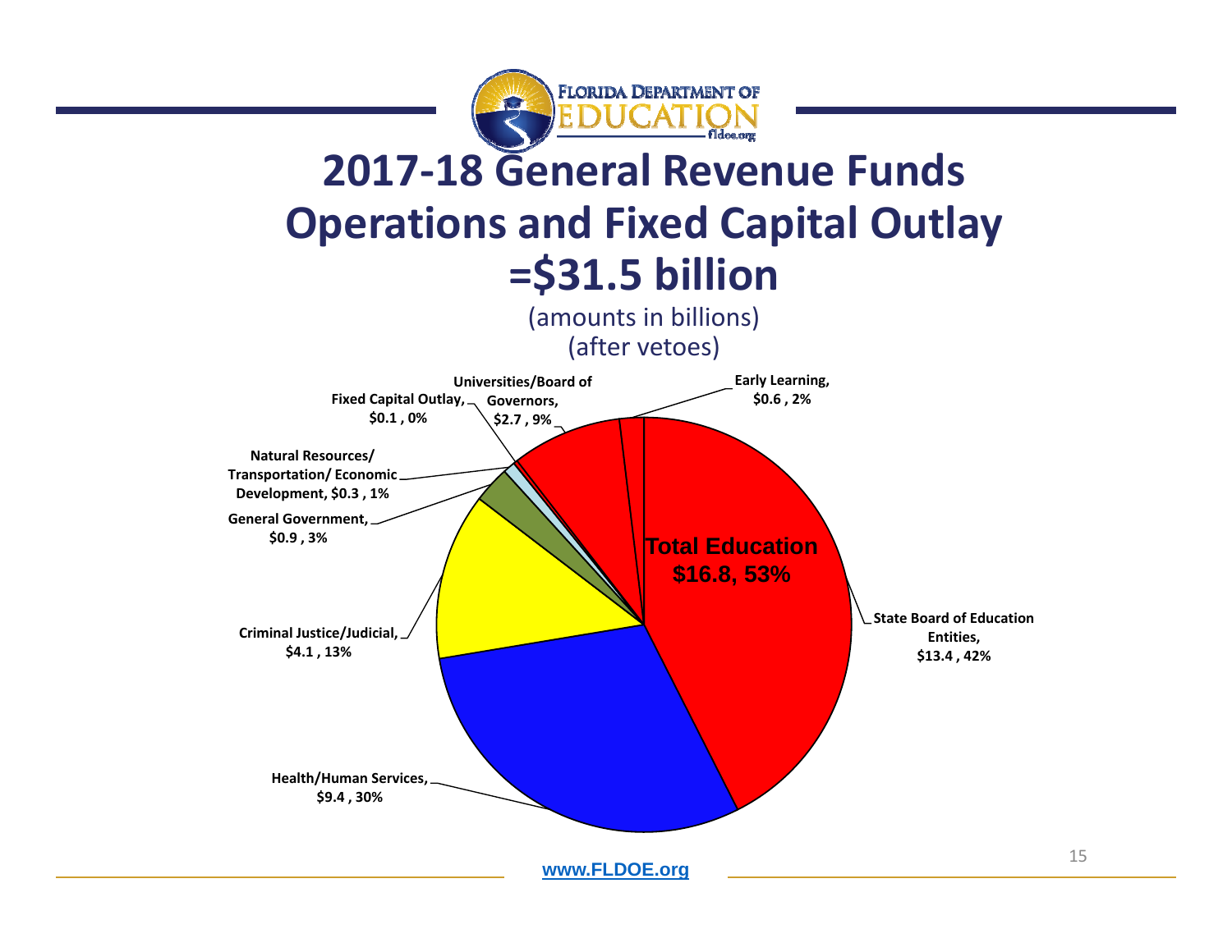# 2017-18 General Revenue Funds Operations and Fixed Capital Outlay =$31.5 billion

(amounts in billions)
(after vetoes)

Universities/Board of Governors, $2.7 , 9%

Early Learning, $0.6 , 2%

Fixed Capital Outlay, $0.1 , 0%

Natural Resources/ Transportation/ Economic Development, $0.3 , 1%

General Government, $0.9 , 3%

**Total Education $16.8, 53%**

State Board of Education Entities, $13.4 , 42%

Criminal Justice/Judicial, $4.1 , 13%

Health/Human Services, $9.4 , 30%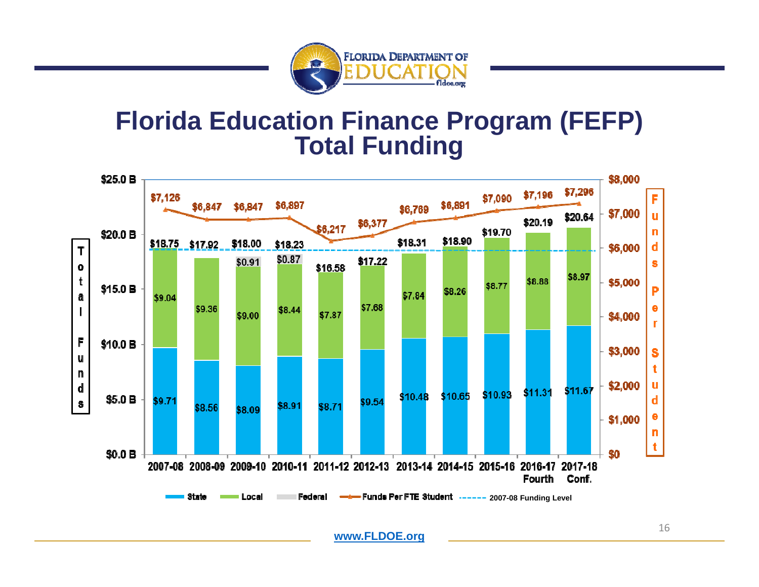# Florida Education Finance Program (FEFP) Total Funding

| Year | State | Local | Federal | Total Funds | Funds Per FTE Student |
|---|---|---|---|---|---|
| 2007-08 | $9.71 | $9.04 | | $18.75 | $7,126 |
| 2008-09 | $8.56 | $9.36 | | $17.92 | $6,847 |
| 2009-10 | $8.09 | $9.00 | $0.91 | $18.00 | $6,847 |
| 2010-11 | $8.91 | $8.44 | $0.87 | $18.23 | $6,897 |
| 2011-12 | $8.71 | $7.87 | | $16.58 | $6,217 |
| 2012-13 | $9.54 | $7.68 | | $17.22 | $6,377 |
| 2013-14 | $10.48 | $7.84 | | $18.31 | $6,769 |
| 2014-15 | $10.65 | $8.26 | | $18.90 | $6,891 |
| 2015-16 | $10.93 | $8.77 | | $19.70 | $7,090 |
| 2016-17 Fourth | $11.31 | $8.88 | | $20.19 | $7,196 |
| 2017-18 Conf. | $11.67 | $8.97 | | $20.64 | $7,296 |

Legend: State, Local, Federal, Funds Per FTE Student, 2007-08 Funding Level

Left axis: Total Funds ($0.0 B – $25.0 B); Right axis: Funds Per Student ($0 – $8,000)

www.FLDOE.org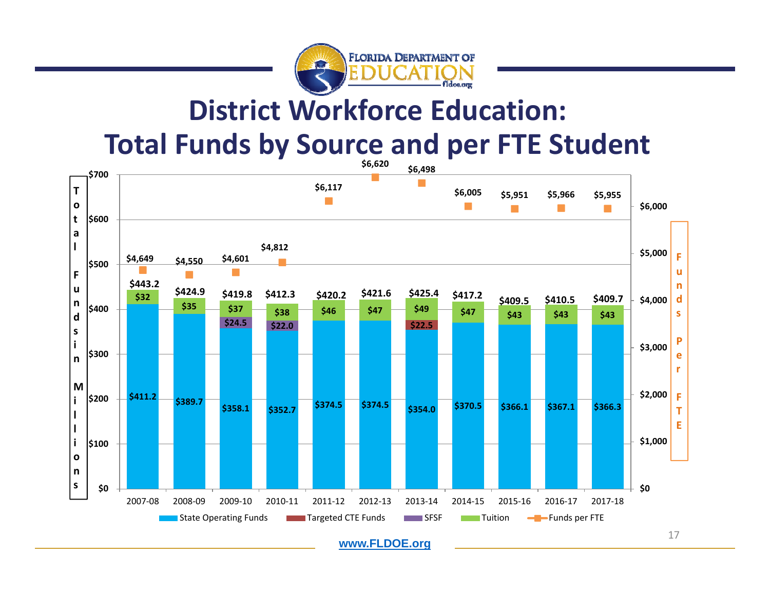# District Workforce Education: Total Funds by Source and per FTE Student

| Year | State Operating Funds | Targeted CTE Funds | SFSF | Tuition | Total (in Millions) | Funds per FTE |
|---|---|---|---|---|---|---|
| 2007-08 | $411.2 | | | $32 | $443.2 | $4,649 |
| 2008-09 | $389.7 | | | $35 | $424.9 | $4,550 |
| 2009-10 | $358.1 | | $24.5 | $37 | $419.8 | $4,601 |
| 2010-11 | $352.7 | | $22.0 | $38 | $412.3 | $4,812 |
| 2011-12 | $374.5 | | | $46 | $420.2 | $6,117 |
| 2012-13 | $374.5 | | | $47 | $421.6 | $6,620 |
| 2013-14 | $354.0 | $22.5 | | $49 | $425.4 | $6,498 |
| 2014-15 | $370.5 | | | $47 | $417.2 | $6,005 |
| 2015-16 | $366.1 | | | $43 | $409.5 | $5,951 |
| 2016-17 | $367.1 | | | $43 | $410.5 | $5,966 |
| 2017-18 | $366.3 | | | $43 | $409.7 | $5,955 |

www.FLDOE.org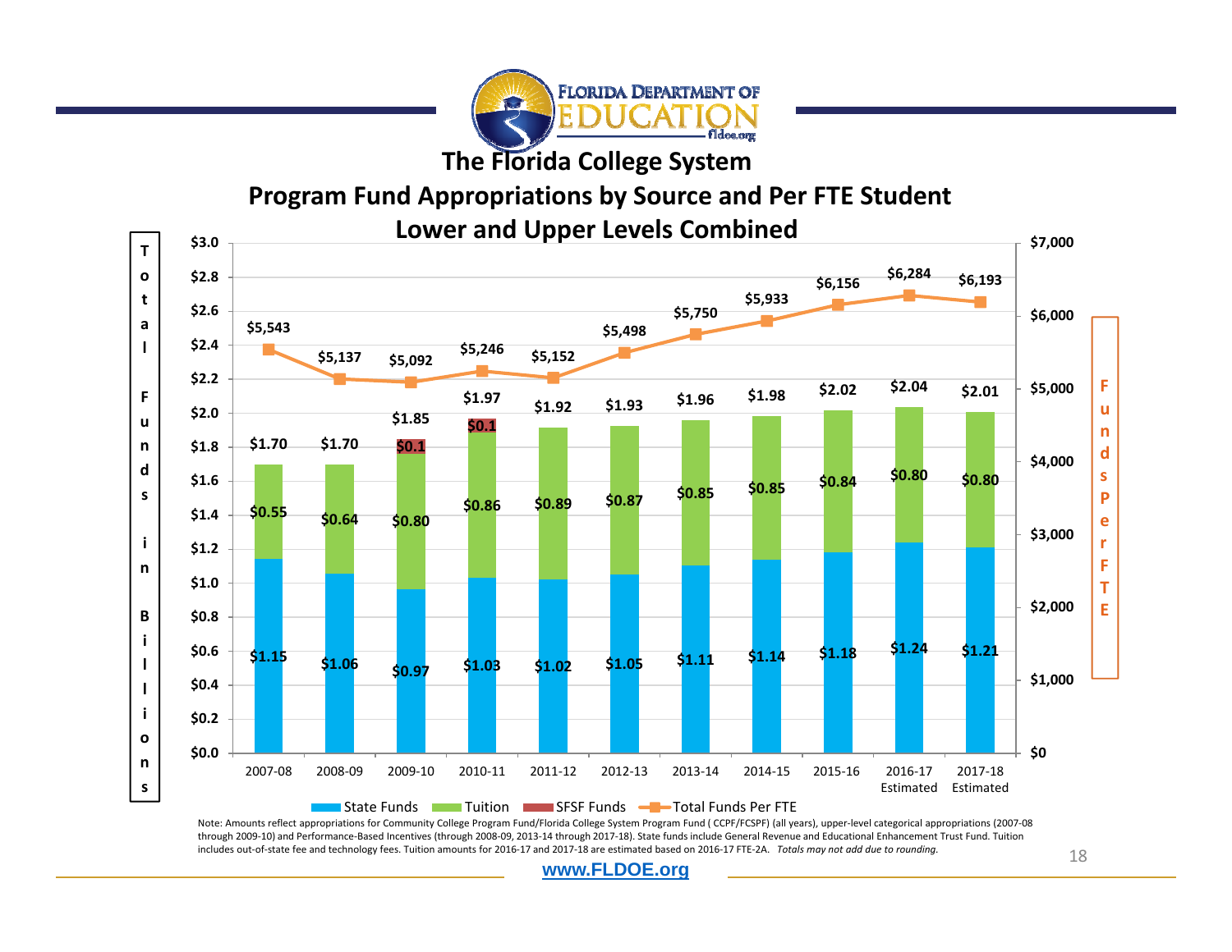# The Florida College System

## Program Fund Appropriations by Source and Per FTE Student

## Lower and Upper Levels Combined

| Year | State Funds (Billions) | Tuition (Billions) | SFSF Funds (Billions) | Total Funds (Billions) | Total Funds Per FTE |
|---|---|---|---|---|---|
| 2007-08 | $1.15 | $0.55 | | $1.70 | $5,543 |
| 2008-09 | $1.06 | $0.64 | | $1.70 | $5,137 |
| 2009-10 | $0.97 | $0.80 | $0.1 | $1.85 | $5,092 |
| 2010-11 | $1.03 | $0.86 | $0.1 | $1.97 | $5,246 |
| 2011-12 | $1.02 | $0.89 | | $1.92 | $5,152 |
| 2012-13 | $1.05 | $0.87 | | $1.93 | $5,498 |
| 2013-14 | $1.11 | $0.85 | | $1.96 | $5,750 |
| 2014-15 | $1.14 | $0.85 | | $1.98 | $5,933 |
| 2015-16 | $1.18 | $0.84 | | $2.02 | $6,156 |
| 2016-17 Estimated | $1.24 | $0.80 | | $2.04 | $6,284 |
| 2017-18 Estimated | $1.21 | $0.80 | | $2.01 | $6,193 |

Note: Amounts reflect appropriations for Community College Program Fund/Florida College System Program Fund ( CCPF/FCSPF) (all years), upper-level categorical appropriations (2007-08 through 2009-10) and Performance-Based Incentives (through 2008-09, 2013-14 through 2017-18). State funds include General Revenue and Educational Enhancement Trust Fund. Tuition includes out-of-state fee and technology fees. Tuition amounts for 2016-17 and 2017-18 are estimated based on 2016-17 FTE-2A. *Totals may not add due to rounding.*

www.FLDOE.org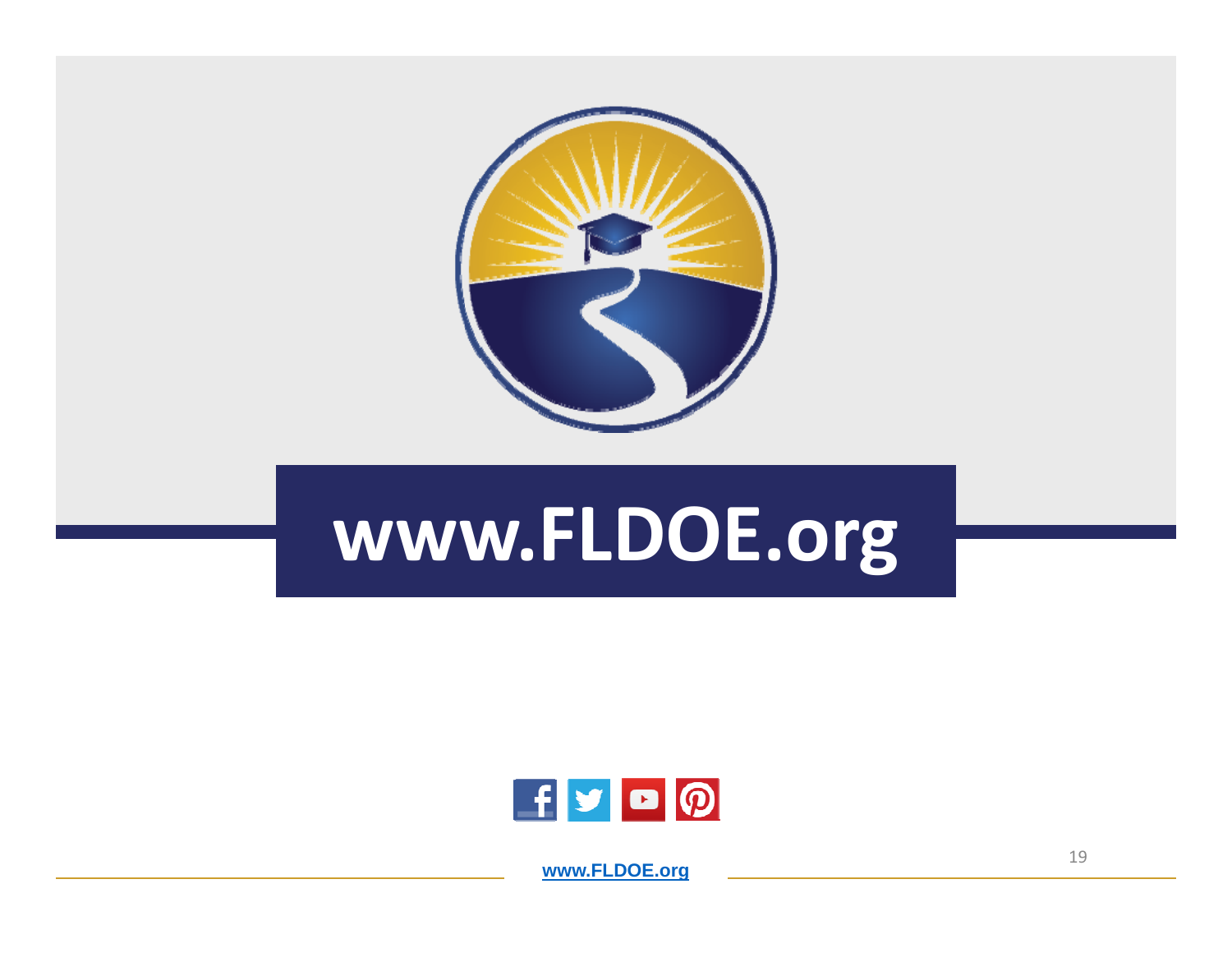# www.FLDOE.org